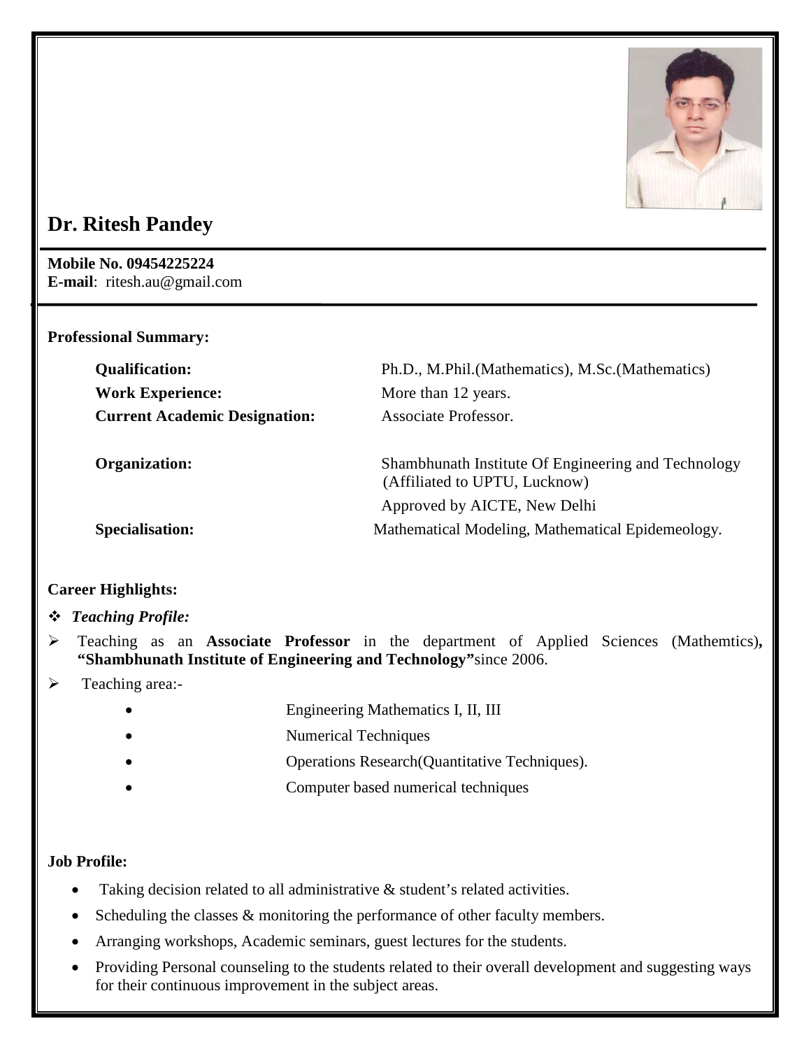# Dr. Ritesh Pandey

**Mobile No. 09454225224**
**E-mail**: ritesh.au@gmail.com

**Professional Summary:**

| | |
|---|---|
| **Qualification:** | Ph.D., M.Phil.(Mathematics), M.Sc.(Mathematics) |
| **Work Experience:** | More than 12 years. |
| **Current Academic Designation:** | Associate Professor. |
| **Organization:** | Shambhunath Institute Of Engineering and Technology (Affiliated to UPTU, Lucknow)<br>Approved by AICTE, New Delhi |
| **Specialisation:** | Mathematical Modeling, Mathematical Epidemeology. |

**Career Highlights:**

- ***Teaching Profile:***
- Teaching as an **Associate Professor** in the department of Applied Sciences (Mathemtics), **"Shambhunath Institute of Engineering and Technology"** since 2006.
- Teaching area:-
  - Engineering Mathematics I, II, III
  - Numerical Techniques
  - Operations Research(Quantitative Techniques).
  - Computer based numerical techniques

**Job Profile:**

- Taking decision related to all administrative & student's related activities.
- Scheduling the classes & monitoring the performance of other faculty members.
- Arranging workshops, Academic seminars, guest lectures for the students.
- Providing Personal counseling to the students related to their overall development and suggesting ways for their continuous improvement in the subject areas.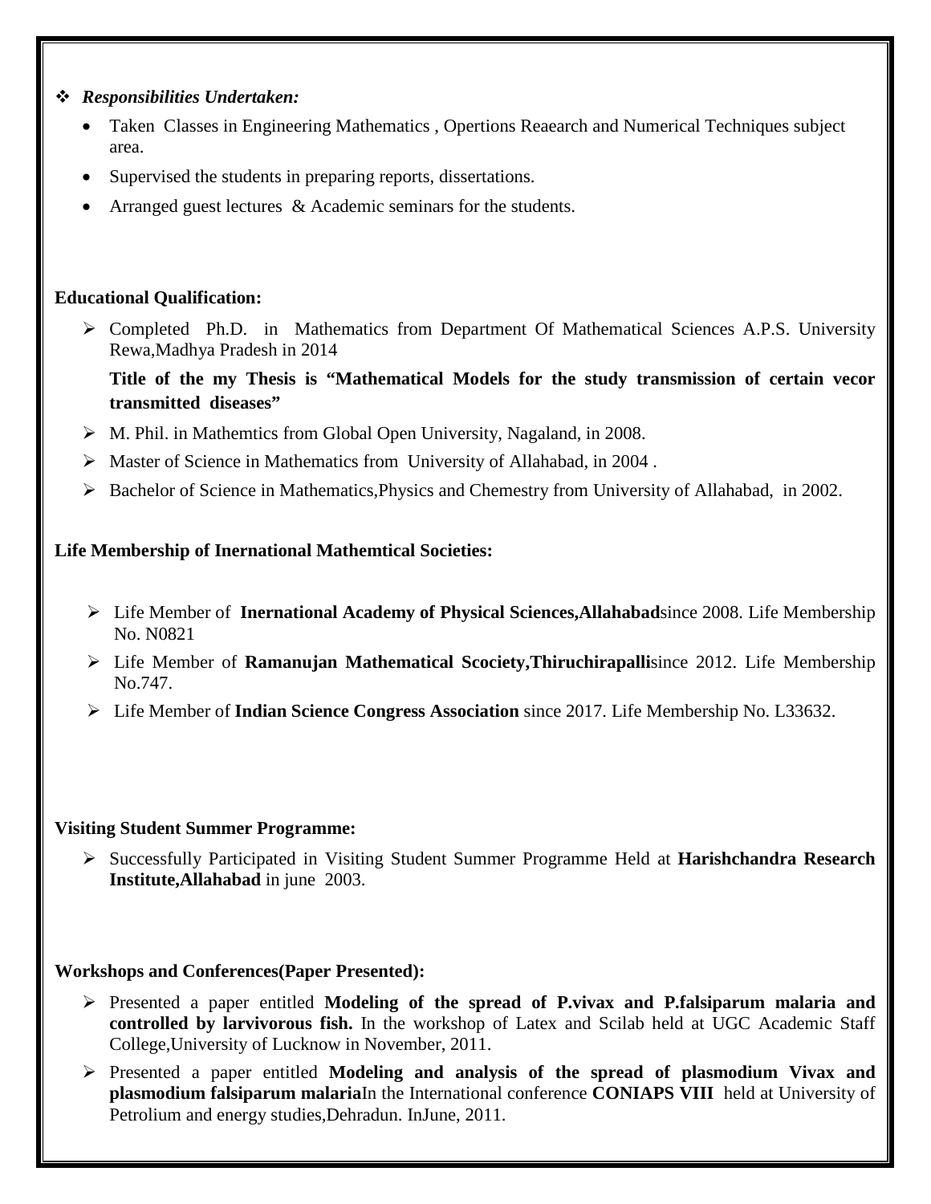- ***Responsibilities Undertaken:***
  - Taken Classes in Engineering Mathematics , Opertions Reaearch and Numerical Techniques subject area.
  - Supervised the students in preparing reports, dissertations.
  - Arranged guest lectures & Academic seminars for the students.

**Educational Qualification:**

- Completed Ph.D. in Mathematics from Department Of Mathematical Sciences A.P.S. University Rewa,Madhya Pradesh in 2014

  **Title of the my Thesis is "Mathematical Models for the study transmission of certain vecor transmitted diseases"**

- M. Phil. in Mathemtics from Global Open University, Nagaland, in 2008.
- Master of Science in Mathematics from University of Allahabad, in 2004 .
- Bachelor of Science in Mathematics,Physics and Chemestry from University of Allahabad, in 2002.

**Life Membership of Inernational Mathemtical Societies:**

- Life Member of **Inernational Academy of Physical Sciences,Allahabad**since 2008. Life Membership No. N0821
- Life Member of **Ramanujan Mathematical Scociety,Thiruchirapalli**since 2012. Life Membership No.747.
- Life Member of **Indian Science Congress Association** since 2017. Life Membership No. L33632.

**Visiting Student Summer Programme:**

- Successfully Participated in Visiting Student Summer Programme Held at **Harishchandra Research Institute,Allahabad** in june 2003.

**Workshops and Conferences(Paper Presented):**

- Presented a paper entitled **Modeling of the spread of P.vivax and P.falsiparum malaria and controlled by larvivorous fish.** In the workshop of Latex and Scilab held at UGC Academic Staff College,University of Lucknow in November, 2011.
- Presented a paper entitled **Modeling and analysis of the spread of plasmodium Vivax and plasmodium falsiparum malaria**In the International conference **CONIAPS VIII** held at University of Petrolium and energy studies,Dehradun. InJune, 2011.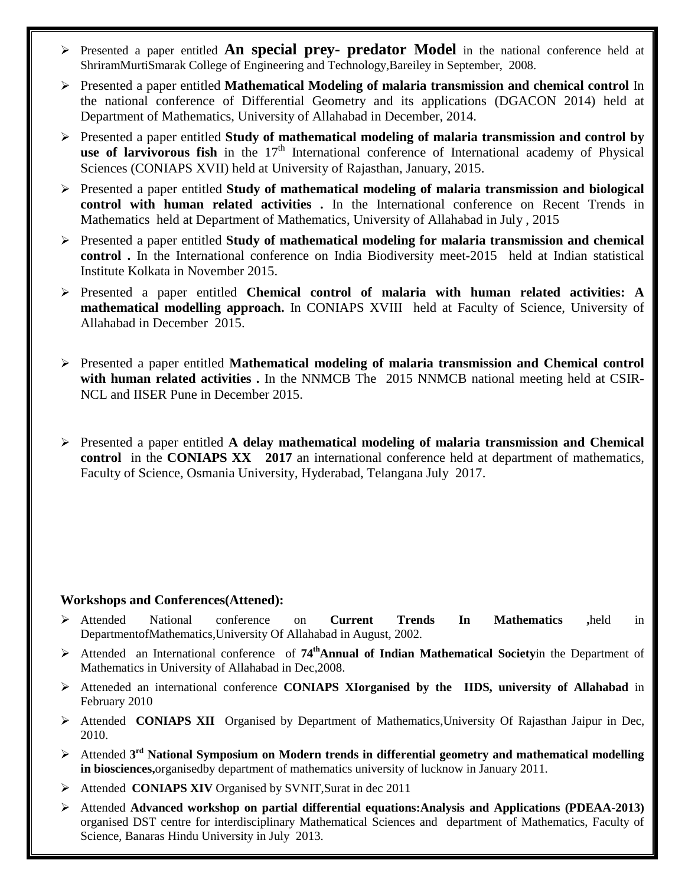- Presented a paper entitled **An special prey- predator Model** in the national conference held at ShriramMurtiSmarak College of Engineering and Technology,Bareiley in September, 2008.
- Presented a paper entitled **Mathematical Modeling of malaria transmission and chemical control** In the national conference of Differential Geometry and its applications (DGACON 2014) held at Department of Mathematics, University of Allahabad in December, 2014.
- Presented a paper entitled **Study of mathematical modeling of malaria transmission and control by use of larvivorous fish** in the 17th International conference of International academy of Physical Sciences (CONIAPS XVII) held at University of Rajasthan, January, 2015.
- Presented a paper entitled **Study of mathematical modeling of malaria transmission and biological control with human related activities .** In the International conference on Recent Trends in Mathematics held at Department of Mathematics, University of Allahabad in July , 2015
- Presented a paper entitled **Study of mathematical modeling for malaria transmission and chemical control .** In the International conference on India Biodiversity meet-2015 held at Indian statistical Institute Kolkata in November 2015.
- Presented a paper entitled **Chemical control of malaria with human related activities: A mathematical modelling approach.** In CONIAPS XVIII held at Faculty of Science, University of Allahabad in December 2015.
- Presented a paper entitled **Mathematical modeling of malaria transmission and Chemical control with human related activities .** In the NNMCB The 2015 NNMCB national meeting held at CSIR-NCL and IISER Pune in December 2015.
- Presented a paper entitled **A delay mathematical modeling of malaria transmission and Chemical control** in the **CONIAPS XX 2017** an international conference held at department of mathematics, Faculty of Science, Osmania University, Hyderabad, Telangana July 2017.

**Workshops and Conferences(Attened):**

- Attended National conference on **Current Trends In Mathematics ,**held in DepartmentofMathematics,University Of Allahabad in August, 2002.
- Attended an International conference of **74thAnnual of Indian Mathematical Society**in the Department of Mathematics in University of Allahabad in Dec,2008.
- Atteneded an international conference **CONIAPS XIorganised by the IIDS, university of Allahabad** in February 2010
- Attended **CONIAPS XII** Organised by Department of Mathematics,University Of Rajasthan Jaipur in Dec, 2010.
- Attended **3rd National Symposium on Modern trends in differential geometry and mathematical modelling in biosciences,**organisedby department of mathematics university of lucknow in January 2011.
- Attended **CONIAPS XIV** Organised by SVNIT,Surat in dec 2011
- Attended **Advanced workshop on partial differential equations:Analysis and Applications (PDEAA-2013)** organised DST centre for interdisciplinary Mathematical Sciences and department of Mathematics, Faculty of Science, Banaras Hindu University in July 2013.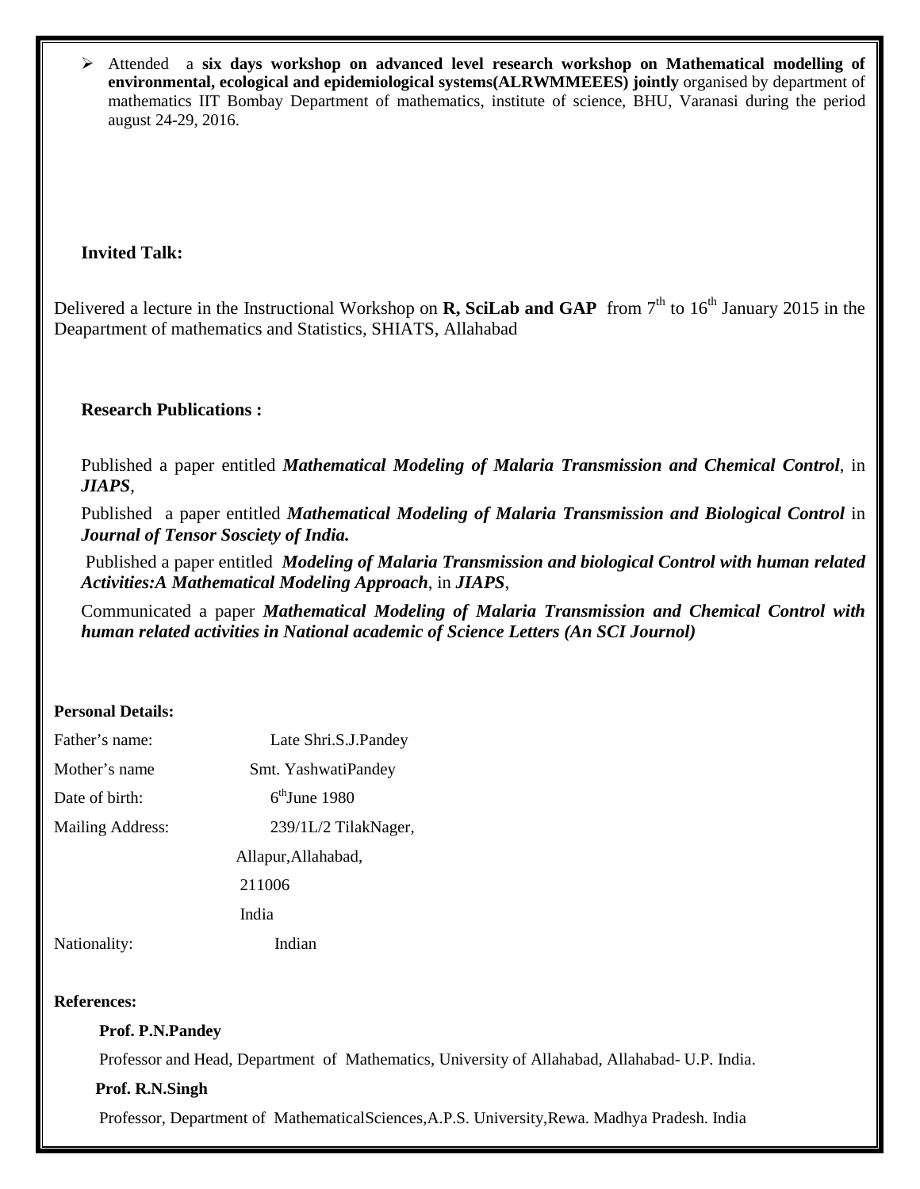- Attended a **six days workshop on advanced level research workshop on Mathematical modelling of environmental, ecological and epidemiological systems(ALRWMMEEES) jointly** organised by department of mathematics IIT Bombay Department of mathematics, institute of science, BHU, Varanasi during the period august 24-29, 2016.

**Invited Talk:**

Delivered a lecture in the Instructional Workshop on **R, SciLab and GAP** from 7th to 16th January 2015 in the Deapartment of mathematics and Statistics, SHIATS, Allahabad

**Research Publications :**

Published a paper entitled ***Mathematical Modeling of Malaria Transmission and Chemical Control***, in ***JIAPS***,

Published a paper entitled ***Mathematical Modeling of Malaria Transmission and Biological Control*** in ***Journal of Tensor Sosciety of India.***

Published a paper entitled ***Modeling of Malaria Transmission and biological Control with human related Activities:A Mathematical Modeling Approach***, in ***JIAPS***,

Communicated a paper ***Mathematical Modeling of Malaria Transmission and Chemical Control with human related activities in National academic of Science Letters (An SCI Journol)***

**Personal Details:**

Father's name: Late Shri.S.J.Pandey

Mother's name Smt. YashwatiPandey

Date of birth: 6th June 1980

Mailing Address: 239/1L/2 TilakNager,
Allapur,Allahabad,
211006
India

Nationality: Indian

**References:**

**Prof. P.N.Pandey**

Professor and Head, Department of Mathematics, University of Allahabad, Allahabad- U.P. India.

**Prof. R.N.Singh**

Professor, Department of MathematicalSciences,A.P.S. University,Rewa. Madhya Pradesh. India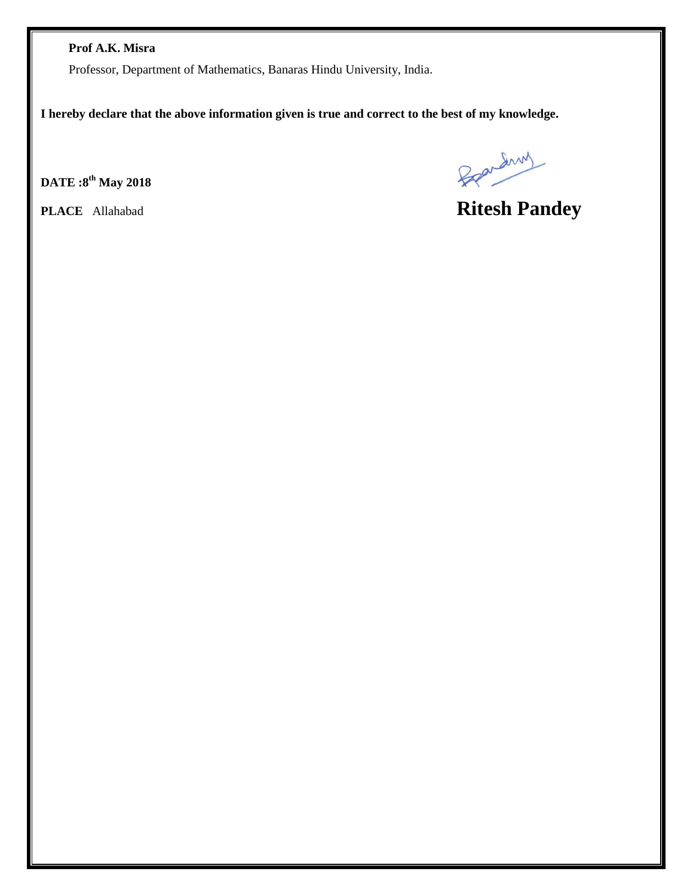**Prof A.K. Misra**

Professor, Department of Mathematics, Banaras Hindu University, India.

**I hereby declare that the above information given is true and correct to the best of my knowledge.**

**DATE :8th May 2018**

**PLACE** Allahabad

**Ritesh Pandey**